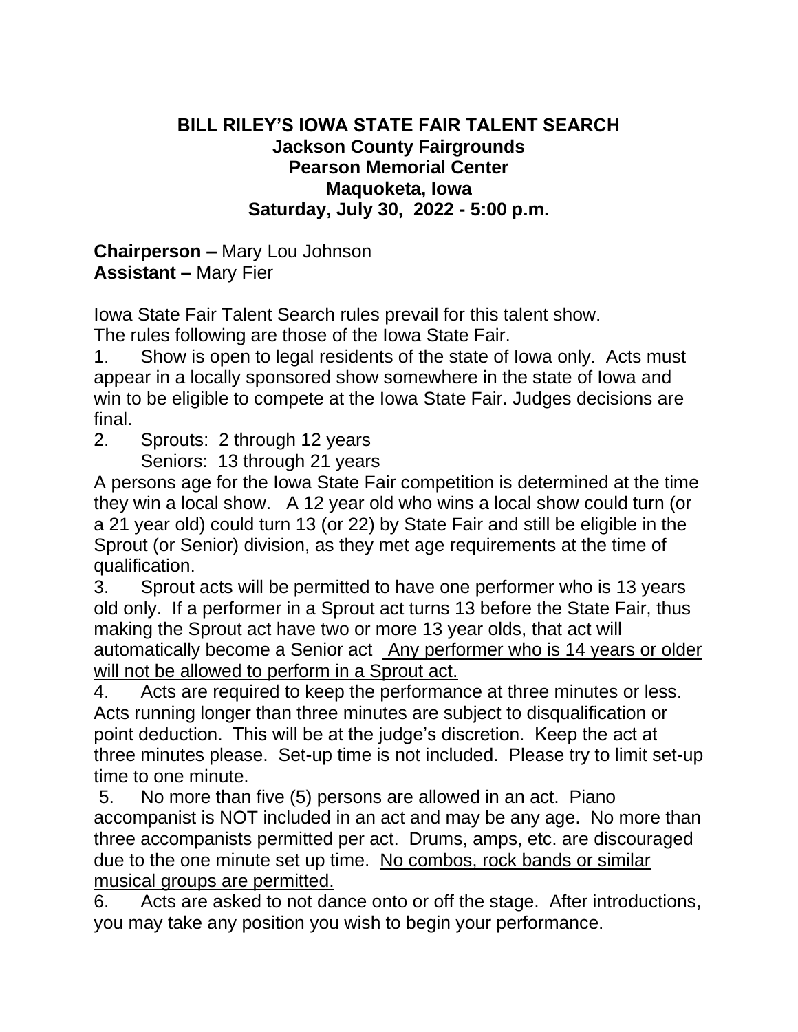**BILL RILEY'S IOWA STATE FAIR TALENT SEARCH**
**Jackson County Fairgrounds**
**Pearson Memorial Center**
**Maquoketa, Iowa**
**Saturday, July 30, 2022 - 5:00 p.m.**

**Chairperson –** Mary Lou Johnson
**Assistant –** Mary Fier

Iowa State Fair Talent Search rules prevail for this talent show.
The rules following are those of the Iowa State Fair.

1. Show is open to legal residents of the state of Iowa only. Acts must appear in a locally sponsored show somewhere in the state of Iowa and win to be eligible to compete at the Iowa State Fair. Judges decisions are final.
2. Sprouts: 2 through 12 years
   Seniors: 13 through 21 years

A persons age for the Iowa State Fair competition is determined at the time they win a local show. A 12 year old who wins a local show could turn (or a 21 year old) could turn 13 (or 22) by State Fair and still be eligible in the Sprout (or Senior) division, as they met age requirements at the time of qualification.

3. Sprout acts will be permitted to have one performer who is 13 years old only. If a performer in a Sprout act turns 13 before the State Fair, thus making the Sprout act have two or more 13 year olds, that act will automatically become a Senior act <u>Any performer who is 14 years or older will not be allowed to perform in a Sprout act.</u>
4. Acts are required to keep the performance at three minutes or less. Acts running longer than three minutes are subject to disqualification or point deduction. This will be at the judge's discretion. Keep the act at three minutes please. Set-up time is not included. Please try to limit set-up time to one minute.
5. No more than five (5) persons are allowed in an act. Piano accompanist is NOT included in an act and may be any age. No more than three accompanists permitted per act. Drums, amps, etc. are discouraged due to the one minute set up time. <u>No combos, rock bands or similar musical groups are permitted.</u>
6. Acts are asked to not dance onto or off the stage. After introductions, you may take any position you wish to begin your performance.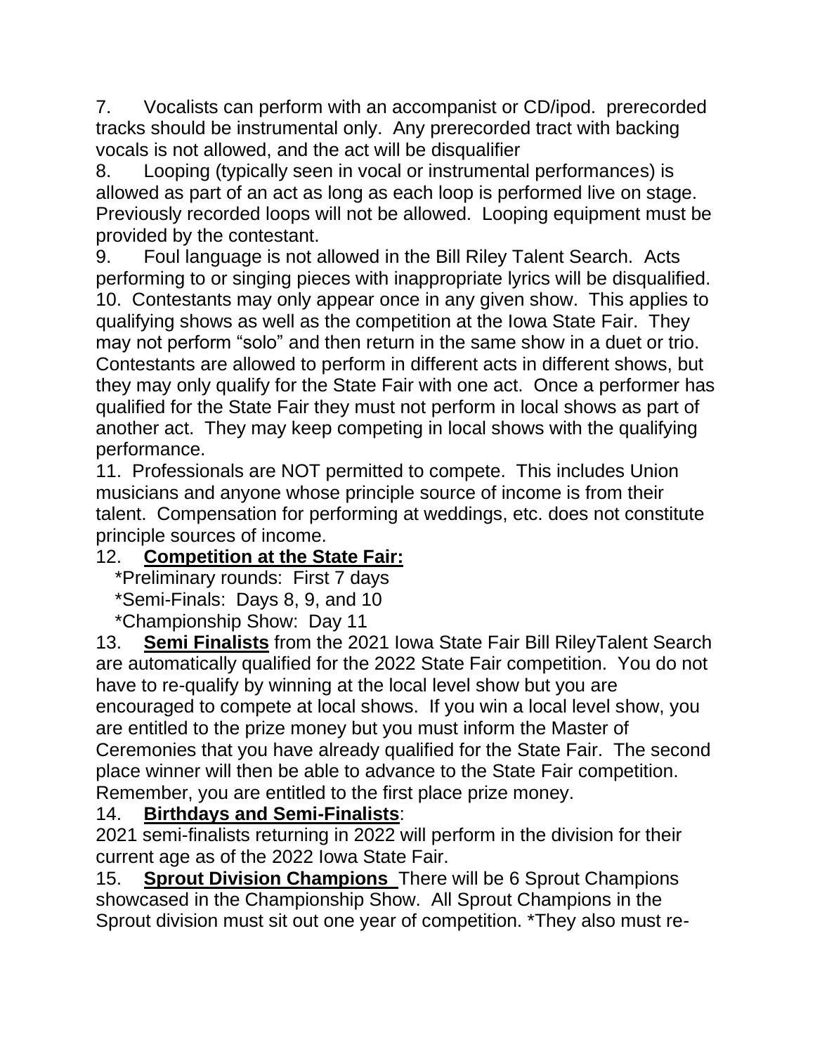7. Vocalists can perform with an accompanist or CD/ipod. prerecorded tracks should be instrumental only. Any prerecorded tract with backing vocals is not allowed, and the act will be disqualifier

8. Looping (typically seen in vocal or instrumental performances) is allowed as part of an act as long as each loop is performed live on stage. Previously recorded loops will not be allowed. Looping equipment must be provided by the contestant.

9. Foul language is not allowed in the Bill Riley Talent Search. Acts performing to or singing pieces with inappropriate lyrics will be disqualified.

10. Contestants may only appear once in any given show. This applies to qualifying shows as well as the competition at the Iowa State Fair. They may not perform "solo" and then return in the same show in a duet or trio. Contestants are allowed to perform in different acts in different shows, but they may only qualify for the State Fair with one act. Once a performer has qualified for the State Fair they must not perform in local shows as part of another act. They may keep competing in local shows with the qualifying performance.

11. Professionals are NOT permitted to compete. This includes Union musicians and anyone whose principle source of income is from their talent. Compensation for performing at weddings, etc. does not constitute principle sources of income.

12. **<u>Competition at the State Fair:</u>**
   *Preliminary rounds: First 7 days
   *Semi-Finals: Days 8, 9, and 10
   *Championship Show: Day 11

13. **<u>Semi Finalists</u>** from the 2021 Iowa State Fair Bill RileyTalent Search are automatically qualified for the 2022 State Fair competition. You do not have to re-qualify by winning at the local level show but you are encouraged to compete at local shows. If you win a local level show, you are entitled to the prize money but you must inform the Master of Ceremonies that you have already qualified for the State Fair. The second place winner will then be able to advance to the State Fair competition. Remember, you are entitled to the first place prize money.

14. **<u>Birthdays and Semi-Finalists</u>**:
2021 semi-finalists returning in 2022 will perform in the division for their current age as of the 2022 Iowa State Fair.

15. **<u>Sprout Division Champions</u>** There will be 6 Sprout Champions showcased in the Championship Show. All Sprout Champions in the Sprout division must sit out one year of competition. *They also must re-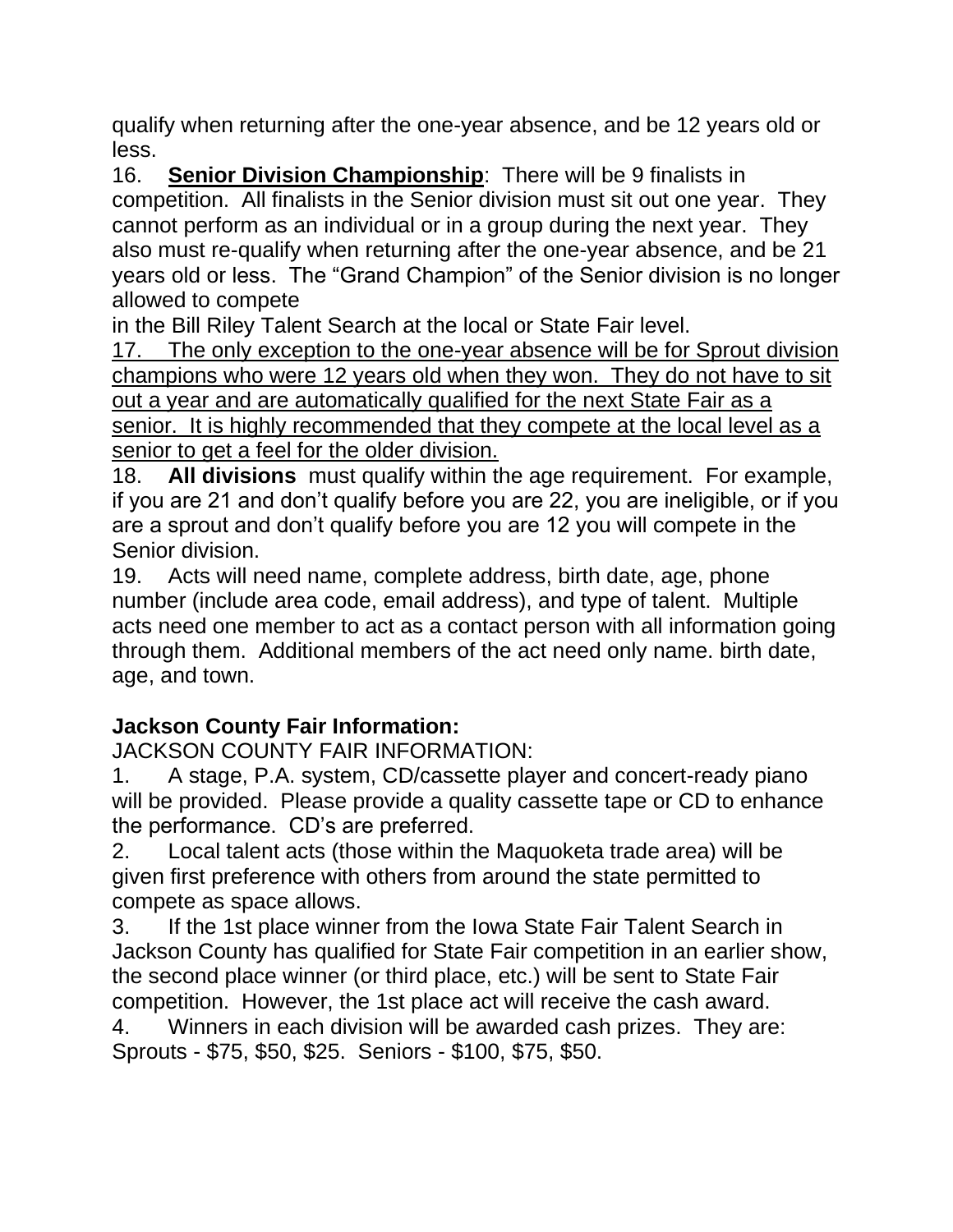qualify when returning after the one-year absence, and be 12 years old or less.

16. **Senior Division Championship**: There will be 9 finalists in competition. All finalists in the Senior division must sit out one year. They cannot perform as an individual or in a group during the next year. They also must re-qualify when returning after the one-year absence, and be 21 years old or less. The "Grand Champion" of the Senior division is no longer allowed to compete in the Bill Riley Talent Search at the local or State Fair level.

17. <u>The only exception to the one-year absence will be for Sprout division champions who were 12 years old when they won. They do not have to sit out a year and are automatically qualified for the next State Fair as a senior. It is highly recommended that they compete at the local level as a senior to get a feel for the older division.</u>

18. **All divisions** must qualify within the age requirement. For example, if you are 21 and don't qualify before you are 22, you are ineligible, or if you are a sprout and don't qualify before you are 12 you will compete in the Senior division.

19. Acts will need name, complete address, birth date, age, phone number (include area code, email address), and type of talent. Multiple acts need one member to act as a contact person with all information going through them. Additional members of the act need only name. birth date, age, and town.

**Jackson County Fair Information:**

JACKSON COUNTY FAIR INFORMATION:

1. A stage, P.A. system, CD/cassette player and concert-ready piano will be provided. Please provide a quality cassette tape or CD to enhance the performance. CD's are preferred.
2. Local talent acts (those within the Maquoketa trade area) will be given first preference with others from around the state permitted to compete as space allows.
3. If the 1st place winner from the Iowa State Fair Talent Search in Jackson County has qualified for State Fair competition in an earlier show, the second place winner (or third place, etc.) will be sent to State Fair competition. However, the 1st place act will receive the cash award.
4. Winners in each division will be awarded cash prizes. They are: Sprouts - $75, $50, $25. Seniors - $100, $75, $50.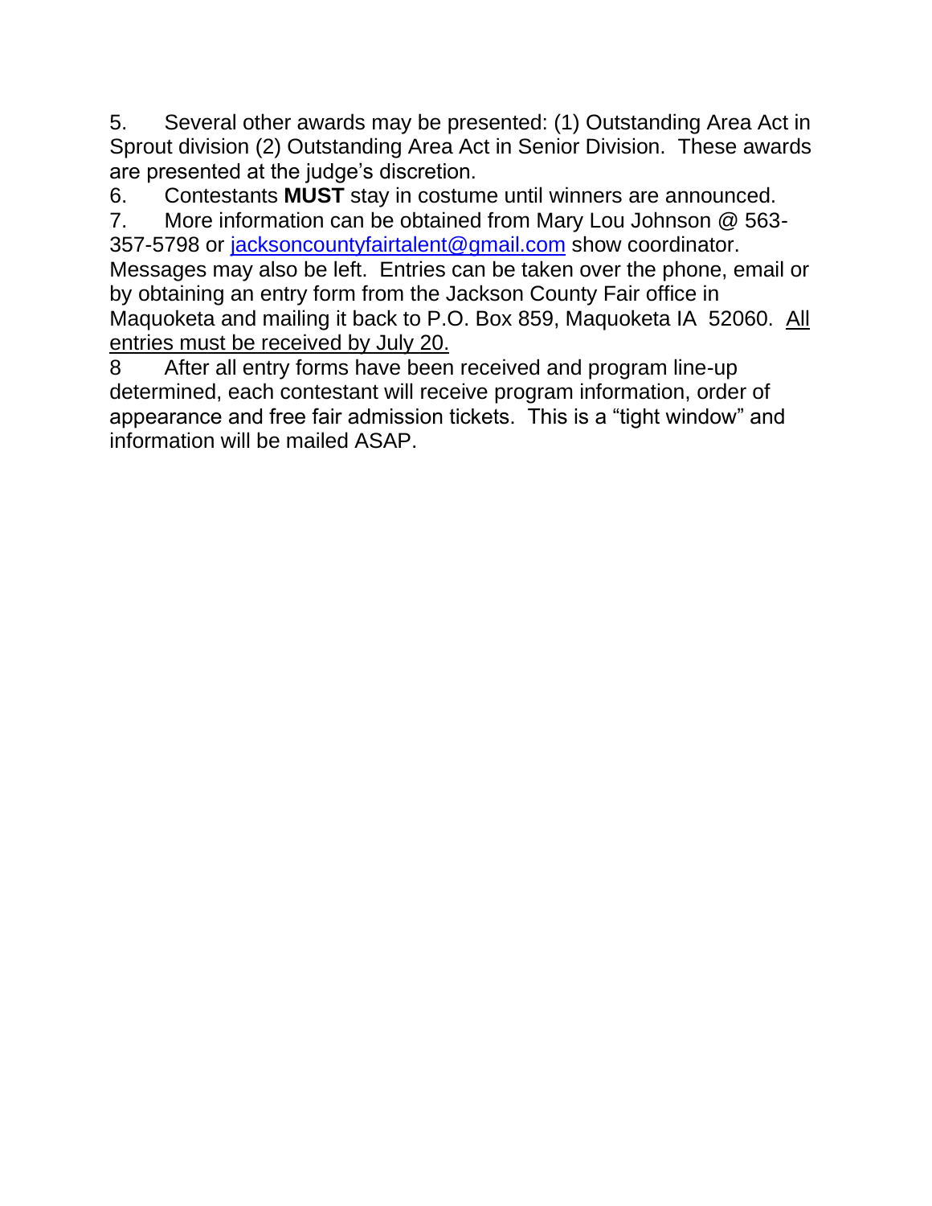5. Several other awards may be presented: (1) Outstanding Area Act in Sprout division (2) Outstanding Area Act in Senior Division. These awards are presented at the judge's discretion.

6. Contestants **MUST** stay in costume until winners are announced.

7. More information can be obtained from Mary Lou Johnson @ 563-357-5798 or [jacksoncountyfairtalent@gmail.com](mailto:jacksoncountyfairtalent@gmail.com) show coordinator. Messages may also be left. Entries can be taken over the phone, email or by obtaining an entry form from the Jackson County Fair office in Maquoketa and mailing it back to P.O. Box 859, Maquoketa IA 52060. <u>All entries must be received by July 20.</u>

8 After all entry forms have been received and program line-up determined, each contestant will receive program information, order of appearance and free fair admission tickets. This is a "tight window" and information will be mailed ASAP.